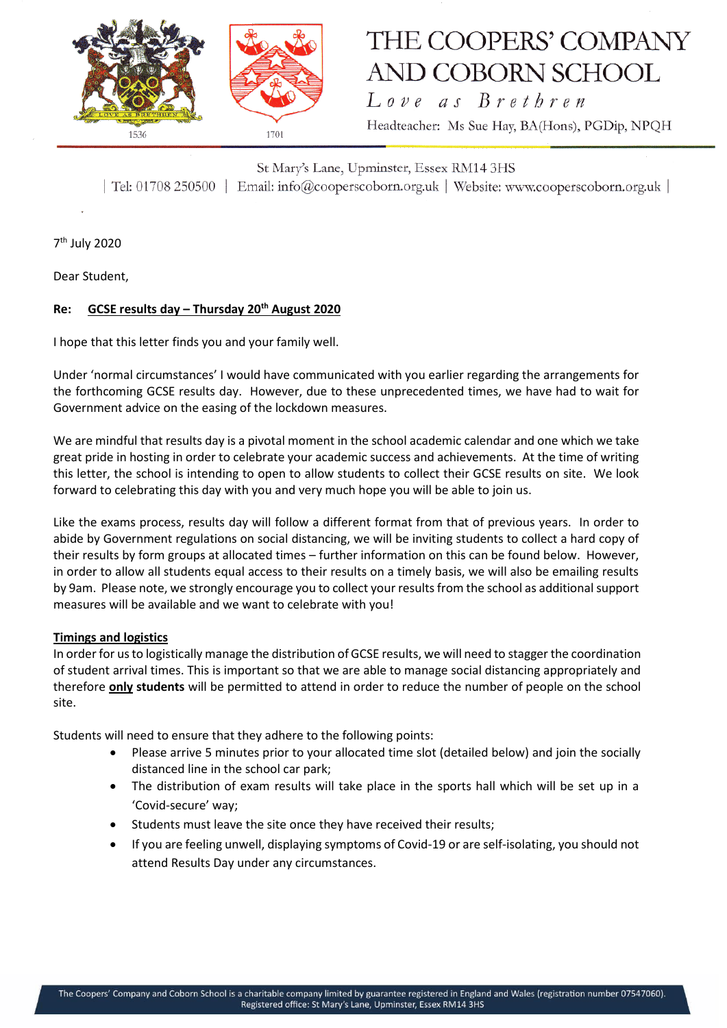# THE COOPERS' COMPANY AND COBORN SCHOOL

*Love as Brethren*

Headteacher: Ms Sue Hay, BA(Hons), PGDip, NPQH

St Mary's Lane, Upminster, Essex RM14 3HS

| Tel: 01708 250500 | Email: info@cooperscoborn.org.uk | Website: www.cooperscoborn.org.uk |

7th July 2020

Dear Student,

**Re: GCSE results day – Thursday 20th August 2020**

I hope that this letter finds you and your family well.

Under 'normal circumstances' I would have communicated with you earlier regarding the arrangements for the forthcoming GCSE results day. However, due to these unprecedented times, we have had to wait for Government advice on the easing of the lockdown measures.

We are mindful that results day is a pivotal moment in the school academic calendar and one which we take great pride in hosting in order to celebrate your academic success and achievements. At the time of writing this letter, the school is intending to open to allow students to collect their GCSE results on site. We look forward to celebrating this day with you and very much hope you will be able to join us.

Like the exams process, results day will follow a different format from that of previous years. In order to abide by Government regulations on social distancing, we will be inviting students to collect a hard copy of their results by form groups at allocated times – further information on this can be found below. However, in order to allow all students equal access to their results on a timely basis, we will also be emailing results by 9am. Please note, we strongly encourage you to collect your results from the school as additional support measures will be available and we want to celebrate with you!

**Timings and logistics**

In order for us to logistically manage the distribution of GCSE results, we will need to stagger the coordination of student arrival times. This is important so that we are able to manage social distancing appropriately and therefore **only students** will be permitted to attend in order to reduce the number of people on the school site.

Students will need to ensure that they adhere to the following points:

- Please arrive 5 minutes prior to your allocated time slot (detailed below) and join the socially distanced line in the school car park;
- The distribution of exam results will take place in the sports hall which will be set up in a 'Covid-secure' way;
- Students must leave the site once they have received their results;
- If you are feeling unwell, displaying symptoms of Covid-19 or are self-isolating, you should not attend Results Day under any circumstances.

The Coopers' Company and Coborn School is a charitable company limited by guarantee registered in England and Wales (registration number 07547060). Registered office: St Mary's Lane, Upminster, Essex RM14 3HS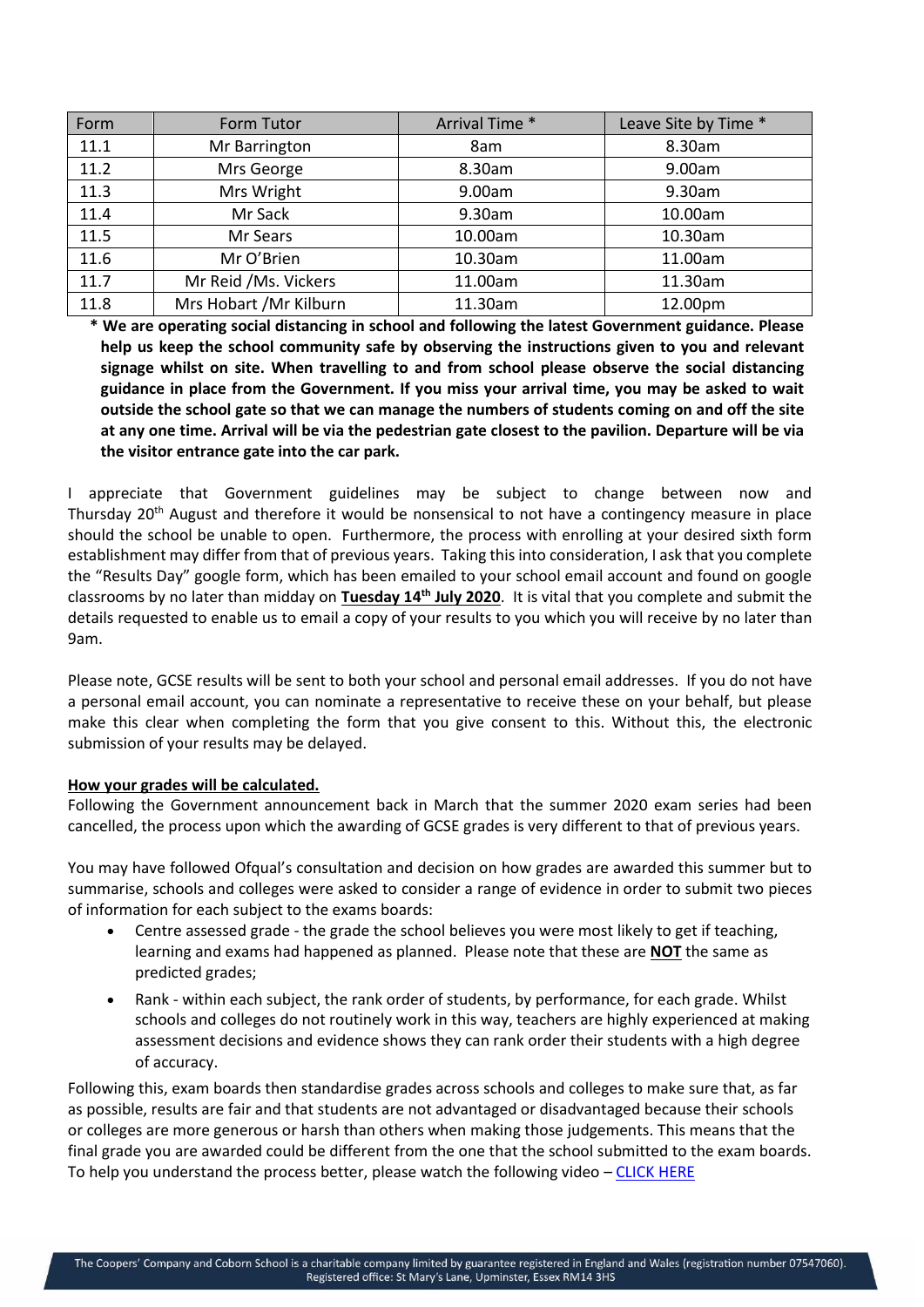| Form | Form Tutor | Arrival Time * | Leave Site by Time * |
|---|---|---|---|
| 11.1 | Mr Barrington | 8am | 8.30am |
| 11.2 | Mrs George | 8.30am | 9.00am |
| 11.3 | Mrs Wright | 9.00am | 9.30am |
| 11.4 | Mr Sack | 9.30am | 10.00am |
| 11.5 | Mr Sears | 10.00am | 10.30am |
| 11.6 | Mr O'Brien | 10.30am | 11.00am |
| 11.7 | Mr Reid /Ms. Vickers | 11.00am | 11.30am |
| 11.8 | Mrs Hobart /Mr Kilburn | 11.30am | 12.00pm |

**\* We are operating social distancing in school and following the latest Government guidance. Please help us keep the school community safe by observing the instructions given to you and relevant signage whilst on site. When travelling to and from school please observe the social distancing guidance in place from the Government. If you miss your arrival time, you may be asked to wait outside the school gate so that we can manage the numbers of students coming on and off the site at any one time. Arrival will be via the pedestrian gate closest to the pavilion. Departure will be via the visitor entrance gate into the car park.**

I appreciate that Government guidelines may be subject to change between now and Thursday 20th August and therefore it would be nonsensical to not have a contingency measure in place should the school be unable to open. Furthermore, the process with enrolling at your desired sixth form establishment may differ from that of previous years. Taking this into consideration, I ask that you complete the "Results Day" google form, which has been emailed to your school email account and found on google classrooms by no later than midday on **Tuesday 14th July 2020**. It is vital that you complete and submit the details requested to enable us to email a copy of your results to you which you will receive by no later than 9am.

Please note, GCSE results will be sent to both your school and personal email addresses. If you do not have a personal email account, you can nominate a representative to receive these on your behalf, but please make this clear when completing the form that you give consent to this. Without this, the electronic submission of your results may be delayed.

**How your grades will be calculated.**

Following the Government announcement back in March that the summer 2020 exam series had been cancelled, the process upon which the awarding of GCSE grades is very different to that of previous years.

You may have followed Ofqual's consultation and decision on how grades are awarded this summer but to summarise, schools and colleges were asked to consider a range of evidence in order to submit two pieces of information for each subject to the exams boards:

- Centre assessed grade - the grade the school believes you were most likely to get if teaching, learning and exams had happened as planned. Please note that these are **NOT** the same as predicted grades;
- Rank - within each subject, the rank order of students, by performance, for each grade. Whilst schools and colleges do not routinely work in this way, teachers are highly experienced at making assessment decisions and evidence shows they can rank order their students with a high degree of accuracy.

Following this, exam boards then standardise grades across schools and colleges to make sure that, as far as possible, results are fair and that students are not advantaged or disadvantaged because their schools or colleges are more generous or harsh than others when making those judgements. This means that the final grade you are awarded could be different from the one that the school submitted to the exam boards. To help you understand the process better, please watch the following video – CLICK HERE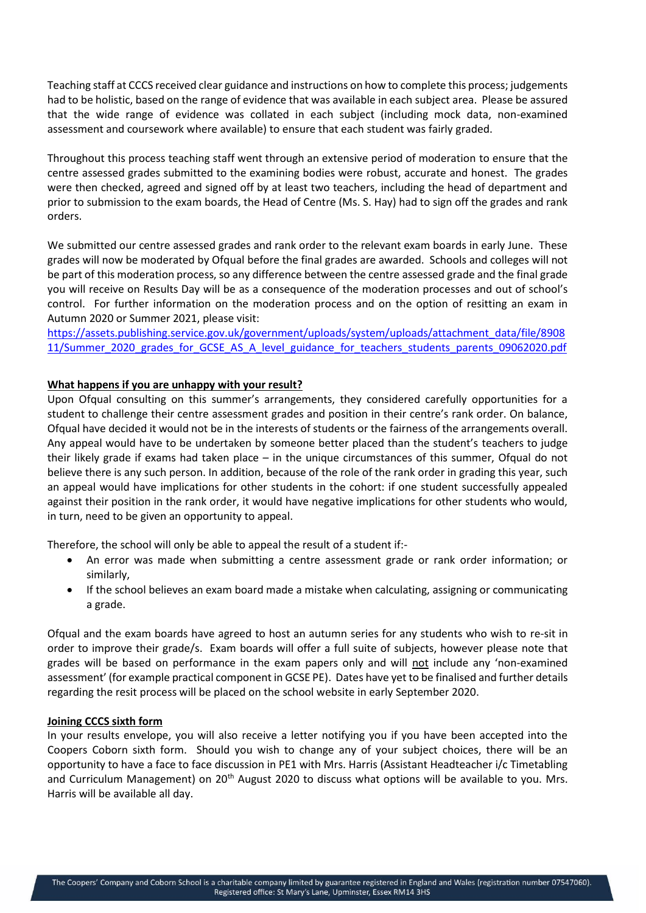Teaching staff at CCCS received clear guidance and instructions on how to complete this process; judgements had to be holistic, based on the range of evidence that was available in each subject area. Please be assured that the wide range of evidence was collated in each subject (including mock data, non-examined assessment and coursework where available) to ensure that each student was fairly graded.

Throughout this process teaching staff went through an extensive period of moderation to ensure that the centre assessed grades submitted to the examining bodies were robust, accurate and honest. The grades were then checked, agreed and signed off by at least two teachers, including the head of department and prior to submission to the exam boards, the Head of Centre (Ms. S. Hay) had to sign off the grades and rank orders.

We submitted our centre assessed grades and rank order to the relevant exam boards in early June. These grades will now be moderated by Ofqual before the final grades are awarded. Schools and colleges will not be part of this moderation process, so any difference between the centre assessed grade and the final grade you will receive on Results Day will be as a consequence of the moderation processes and out of school's control. For further information on the moderation process and on the option of resitting an exam in Autumn 2020 or Summer 2021, please visit:
https://assets.publishing.service.gov.uk/government/uploads/system/uploads/attachment_data/file/890811/Summer_2020_grades_for_GCSE_AS_A_level_guidance_for_teachers_students_parents_09062020.pdf

**What happens if you are unhappy with your result?**

Upon Ofqual consulting on this summer's arrangements, they considered carefully opportunities for a student to challenge their centre assessment grades and position in their centre's rank order. On balance, Ofqual have decided it would not be in the interests of students or the fairness of the arrangements overall. Any appeal would have to be undertaken by someone better placed than the student's teachers to judge their likely grade if exams had taken place – in the unique circumstances of this summer, Ofqual do not believe there is any such person. In addition, because of the role of the rank order in grading this year, such an appeal would have implications for other students in the cohort: if one student successfully appealed against their position in the rank order, it would have negative implications for other students who would, in turn, need to be given an opportunity to appeal.

Therefore, the school will only be able to appeal the result of a student if:-

- An error was made when submitting a centre assessment grade or rank order information; or similarly,
- If the school believes an exam board made a mistake when calculating, assigning or communicating a grade.

Ofqual and the exam boards have agreed to host an autumn series for any students who wish to re-sit in order to improve their grade/s. Exam boards will offer a full suite of subjects, however please note that grades will be based on performance in the exam papers only and will not include any 'non-examined assessment' (for example practical component in GCSE PE). Dates have yet to be finalised and further details regarding the resit process will be placed on the school website in early September 2020.

**Joining CCCS sixth form**

In your results envelope, you will also receive a letter notifying you if you have been accepted into the Coopers Coborn sixth form. Should you wish to change any of your subject choices, there will be an opportunity to have a face to face discussion in PE1 with Mrs. Harris (Assistant Headteacher i/c Timetabling and Curriculum Management) on 20th August 2020 to discuss what options will be available to you. Mrs. Harris will be available all day.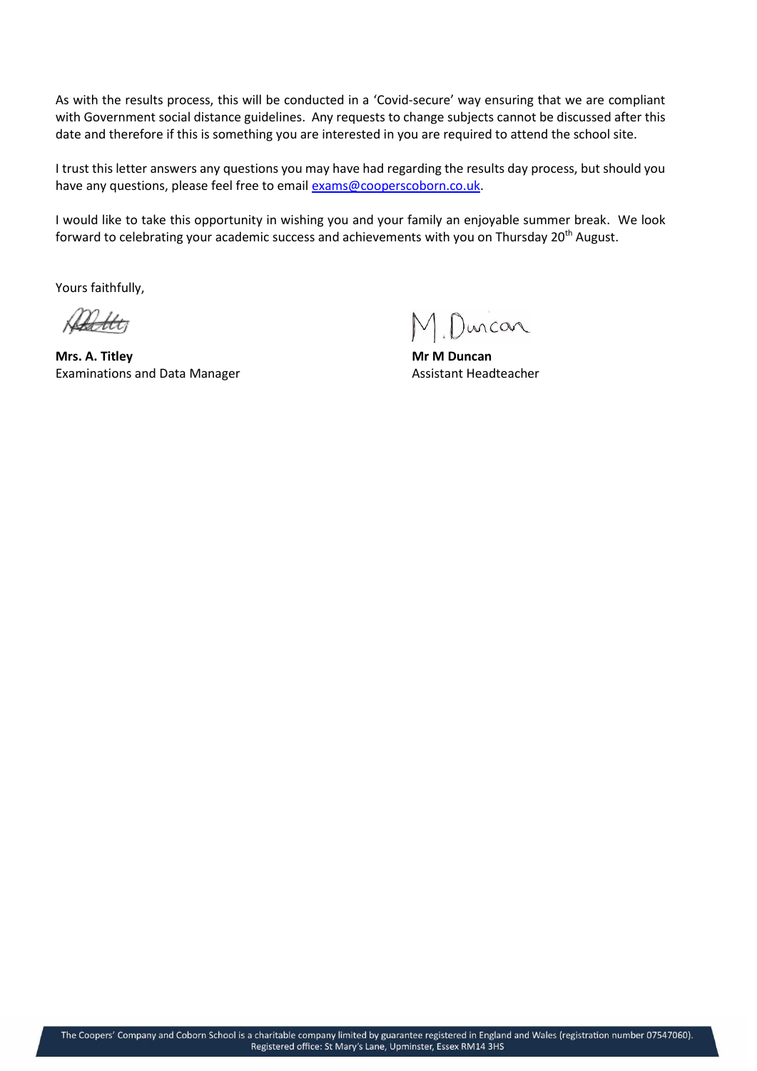As with the results process, this will be conducted in a 'Covid-secure' way ensuring that we are compliant with Government social distance guidelines. Any requests to change subjects cannot be discussed after this date and therefore if this is something you are interested in you are required to attend the school site.

I trust this letter answers any questions you may have had regarding the results day process, but should you have any questions, please feel free to email exams@cooperscoborn.co.uk.

I would like to take this opportunity in wishing you and your family an enjoyable summer break. We look forward to celebrating your academic success and achievements with you on Thursday 20th August.

Yours faithfully,

**Mrs. A. Titley**
Examinations and Data Manager

**Mr M Duncan**
Assistant Headteacher

The Coopers' Company and Coborn School is a charitable company limited by guarantee registered in England and Wales (registration number 07547060).
Registered office: St Mary's Lane, Upminster, Essex RM14 3HS